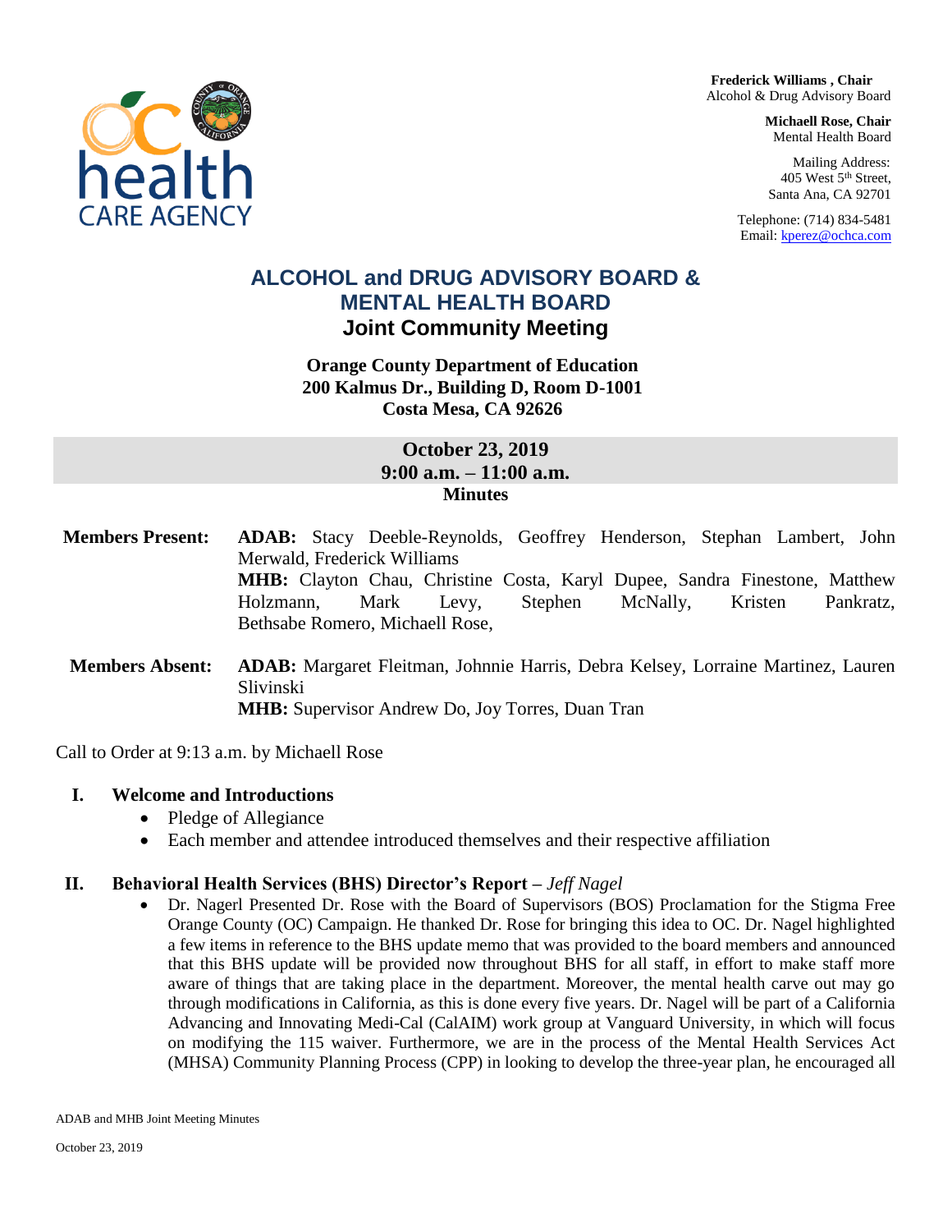**Frederick Williams , Chair**
Alcohol & Drug Advisory Board

**Michaell Rose, Chair**
Mental Health Board

Mailing Address:
405 West 5th Street,
Santa Ana, CA 92701

Telephone: (714) 834-5481
Email: kperez@ochca.com

# ALCOHOL and DRUG ADVISORY BOARD & MENTAL HEALTH BOARD

## Joint Community Meeting

**Orange County Department of Education**
**200 Kalmus Dr., Building D, Room D-1001**
**Costa Mesa, CA 92626**

**October 23, 2019**
**9:00 a.m. – 11:00 a.m.**
**Minutes**

**Members Present:** **ADAB:** Stacy Deeble-Reynolds, Geoffrey Henderson, Stephan Lambert, John Merwald, Frederick Williams
**MHB:** Clayton Chau, Christine Costa, Karyl Dupee, Sandra Finestone, Matthew Holzmann, Mark Levy, Stephen McNally, Kristen Pankratz, Bethsabe Romero, Michaell Rose,

**Members Absent:** **ADAB:** Margaret Fleitman, Johnnie Harris, Debra Kelsey, Lorraine Martinez, Lauren Slivinski
**MHB:** Supervisor Andrew Do, Joy Torres, Duan Tran

Call to Order at 9:13 a.m. by Michaell Rose

### I. Welcome and Introductions

- Pledge of Allegiance
- Each member and attendee introduced themselves and their respective affiliation

### II. Behavioral Health Services (BHS) Director's Report – *Jeff Nagel*

- Dr. Nagerl Presented Dr. Rose with the Board of Supervisors (BOS) Proclamation for the Stigma Free Orange County (OC) Campaign. He thanked Dr. Rose for bringing this idea to OC. Dr. Nagel highlighted a few items in reference to the BHS update memo that was provided to the board members and announced that this BHS update will be provided now throughout BHS for all staff, in effort to make staff more aware of things that are taking place in the department. Moreover, the mental health carve out may go through modifications in California, as this is done every five years. Dr. Nagel will be part of a California Advancing and Innovating Medi-Cal (CalAIM) work group at Vanguard University, in which will focus on modifying the 115 waiver. Furthermore, we are in the process of the Mental Health Services Act (MHSA) Community Planning Process (CPP) in looking to develop the three-year plan, he encouraged all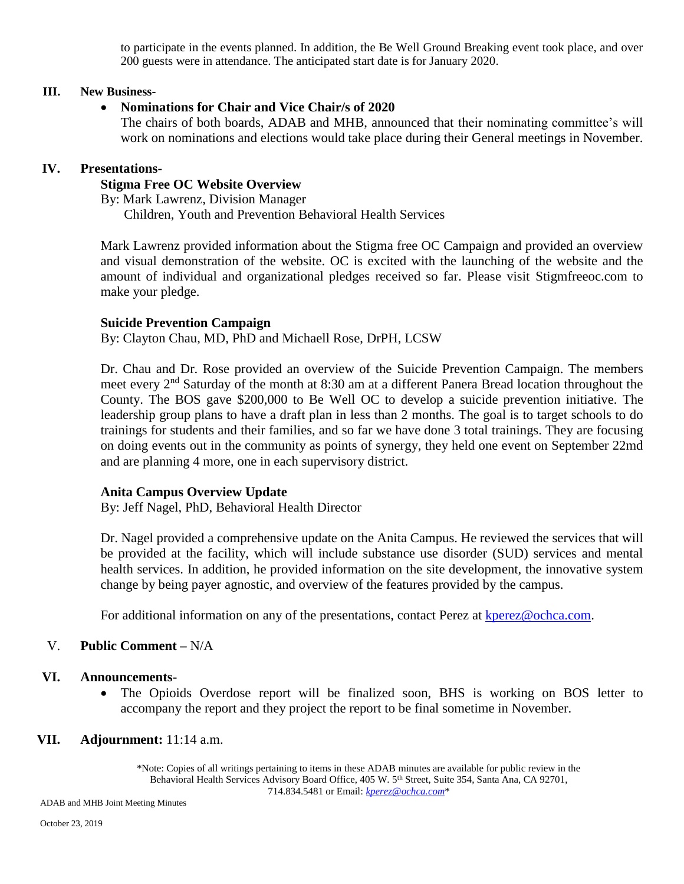to participate in the events planned. In addition, the Be Well Ground Breaking event took place, and over 200 guests were in attendance. The anticipated start date is for January 2020.

**III. New Business-**

- **Nominations for Chair and Vice Chair/s of 2020**
  The chairs of both boards, ADAB and MHB, announced that their nominating committee's will work on nominations and elections would take place during their General meetings in November.

**IV. Presentations-**

**Stigma Free OC Website Overview**
By: Mark Lawrenz, Division Manager
Children, Youth and Prevention Behavioral Health Services

Mark Lawrenz provided information about the Stigma free OC Campaign and provided an overview and visual demonstration of the website. OC is excited with the launching of the website and the amount of individual and organizational pledges received so far. Please visit Stigmfreeoc.com to make your pledge.

**Suicide Prevention Campaign**
By: Clayton Chau, MD, PhD and Michaell Rose, DrPH, LCSW

Dr. Chau and Dr. Rose provided an overview of the Suicide Prevention Campaign. The members meet every 2nd Saturday of the month at 8:30 am at a different Panera Bread location throughout the County. The BOS gave $200,000 to Be Well OC to develop a suicide prevention initiative. The leadership group plans to have a draft plan in less than 2 months. The goal is to target schools to do trainings for students and their families, and so far we have done 3 total trainings. They are focusing on doing events out in the community as points of synergy, they held one event on September 22md and are planning 4 more, one in each supervisory district.

**Anita Campus Overview Update**
By: Jeff Nagel, PhD, Behavioral Health Director

Dr. Nagel provided a comprehensive update on the Anita Campus. He reviewed the services that will be provided at the facility, which will include substance use disorder (SUD) services and mental health services. In addition, he provided information on the site development, the innovative system change by being payer agnostic, and overview of the features provided by the campus.

For additional information on any of the presentations, contact Perez at kperez@ochca.com.

V. **Public Comment –** N/A

**VI. Announcements-**

- The Opioids Overdose report will be finalized soon, BHS is working on BOS letter to accompany the report and they project the report to be final sometime in November.

**VII. Adjournment:** 11:14 a.m.

\*Note: Copies of all writings pertaining to items in these ADAB minutes are available for public review in the Behavioral Health Services Advisory Board Office, 405 W. 5th Street, Suite 354, Santa Ana, CA 92701, 714.834.5481 or Email: *kperez@ochca.com*\*

ADAB and MHB Joint Meeting Minutes

October 23, 2019